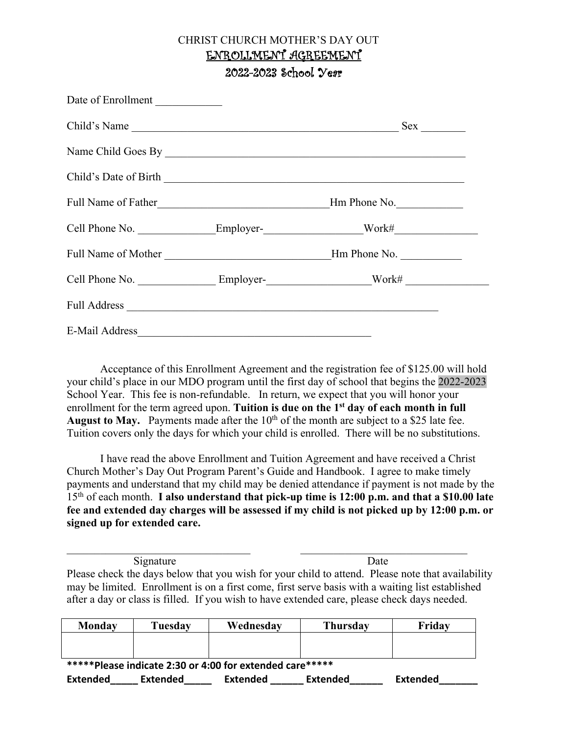CHRIST CHURCH MOTHER'S DAY OUT

# ENROLLMENT AGREEMENT

## 2022-2023 School Year

Date of Enrollment ____________

Child's Name __________________________________________________ Sex ________

Name Child Goes By ________________________________________________________

Child's Date of Birth ________________________________________________________

Full Name of Father________________________________Hm Phone No.____________

Cell Phone No. ______________Employer-__________________Work#_______________

Full Name of Mother _______________________________Hm Phone No. ___________

Cell Phone No. ______________ Employer-___________________Work# _______________

Full Address __________________________________________________________

E-Mail Address____________________________________________

Acceptance of this Enrollment Agreement and the registration fee of $125.00 will hold your child's place in our MDO program until the first day of school that begins the 2022-2023 School Year. This fee is non-refundable. In return, we expect that you will honor your enrollment for the term agreed upon. **Tuition is due on the 1st day of each month in full August to May.** Payments made after the 10th of the month are subject to a $25 late fee. Tuition covers only the days for which your child is enrolled. There will be no substitutions.

I have read the above Enrollment and Tuition Agreement and have received a Christ Church Mother's Day Out Program Parent's Guide and Handbook. I agree to make timely payments and understand that my child may be denied attendance if payment is not made by the 15th of each month. **I also understand that pick-up time is 12:00 p.m. and that a $10.00 late fee and extended day charges will be assessed if my child is not picked up by 12:00 p.m. or signed up for extended care.**

__________________________________ ______________________________

Signature Date

Please check the days below that you wish for your child to attend. Please note that availability may be limited. Enrollment is on a first come, first serve basis with a waiting list established after a day or class is filled. If you wish to have extended care, please check days needed.

| Monday | Tuesday | Wednesday | Thursday | Friday |
|---|---|---|---|---|
| | | | | |

**\*\*\*\*\*Please indicate 2:30 or 4:00 for extended care\*\*\*\*\***

**Extended_____ Extended_____ Extended ______ Extended______ Extended_______**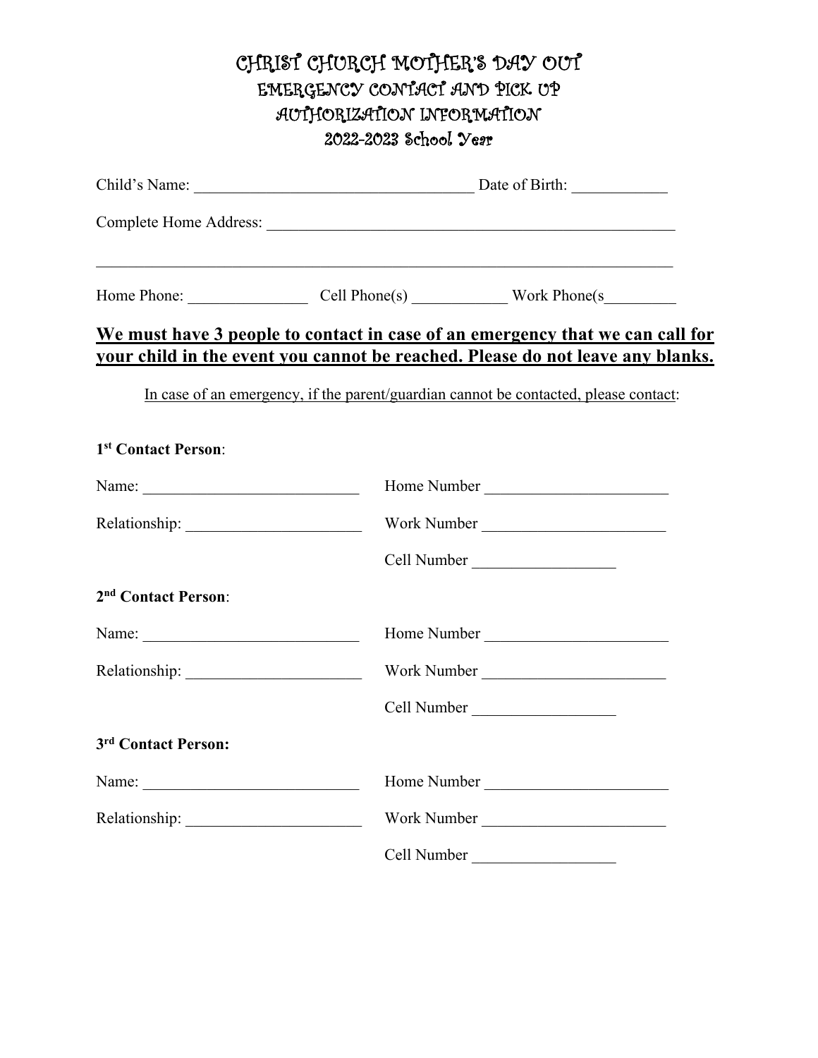# CHRIST CHURCH MOTHER'S DAY OUT
## EMERGENCY CONTACT AND PICK UP AUTHORIZATION INFORMATION
### 2022-2023 School Year

Child's Name: ___________________________________ Date of Birth: ____________

Complete Home Address: ____________________________________________________

__________________________________________________________________________

Home Phone: _______________ Cell Phone(s) ____________ Work Phone(s_________

**We must have 3 people to contact in case of an emergency that we can call for your child in the event you cannot be reached. Please do not leave any blanks.**

In case of an emergency, if the parent/guardian cannot be contacted, please contact:

**1st Contact Person**:

Name: ___________________________ Home Number _______________________

Relationship: ______________________ Work Number _______________________

Cell Number __________________

**2nd Contact Person**:

Name: ___________________________ Home Number _______________________

Relationship: ______________________ Work Number _______________________

Cell Number __________________

**3rd Contact Person:**

Name: ___________________________ Home Number _______________________

Relationship: ______________________ Work Number _______________________

Cell Number __________________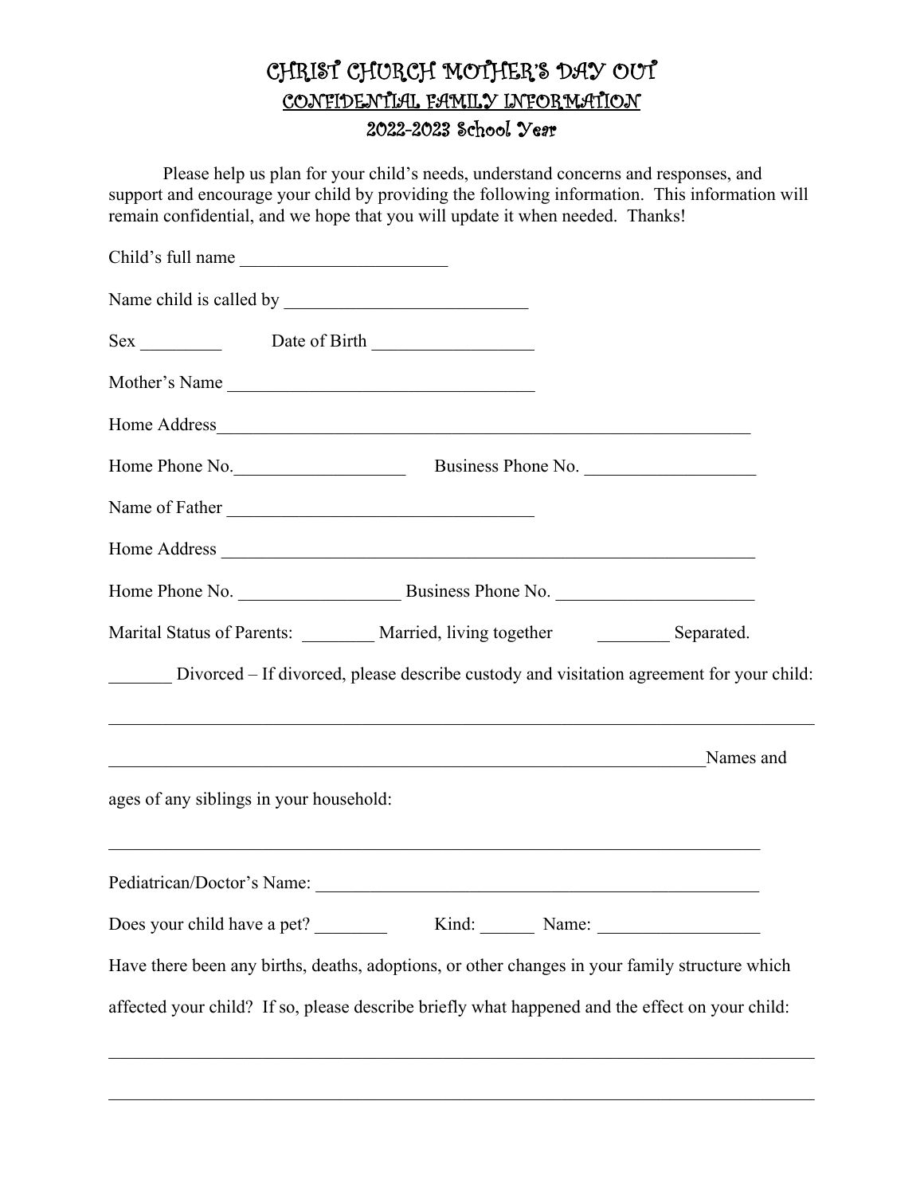# CHRIST CHURCH MOTHER'S DAY OUT

## CONFIDENTIAL FAMILY INFORMATION

### 2022-2023 School Year

Please help us plan for your child's needs, understand concerns and responses, and support and encourage your child by providing the following information. This information will remain confidential, and we hope that you will update it when needed. Thanks!

Child's full name _______________________

Name child is called by ___________________________

Sex _________ Date of Birth __________________

Mother's Name __________________________________

Home Address____________________________________________________________

Home Phone No.___________________ Business Phone No. ___________________

Name of Father __________________________________

Home Address ____________________________________________________________

Home Phone No. __________________ Business Phone No. ______________________

Marital Status of Parents: ________ Married, living together ________ Separated.

_______ Divorced – If divorced, please describe custody and visitation agreement for your child:

______________________________________________________________________________

___________________________________________________________________Names and

ages of any siblings in your household:

___________________________________________________________________________

Pediatrican/Doctor's Name: __________________________________________________

Does your child have a pet? ________ Kind: ______ Name: __________________

Have there been any births, deaths, adoptions, or other changes in your family structure which affected your child? If so, please describe briefly what happened and the effect on your child:

______________________________________________________________________________

______________________________________________________________________________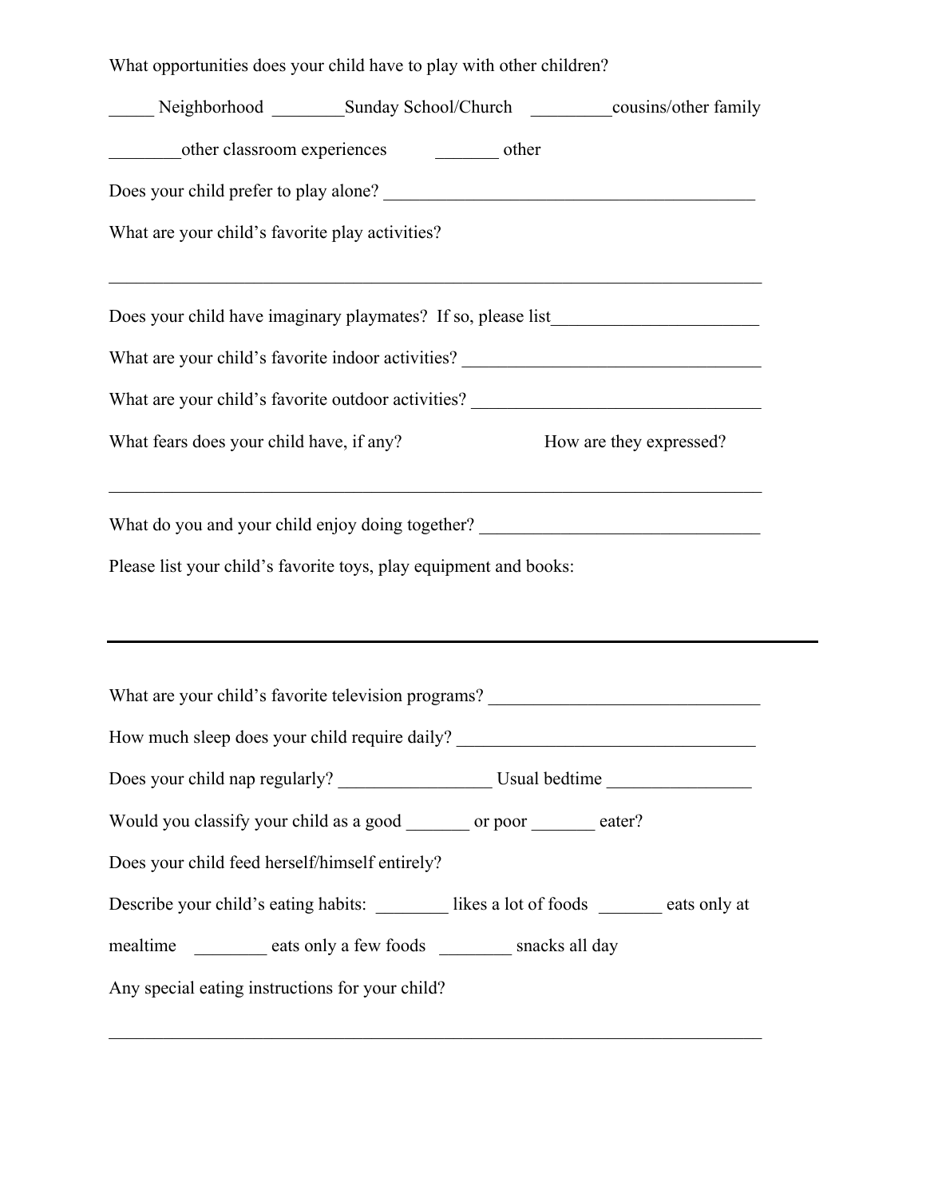What opportunities does your child have to play with other children?

_____ Neighborhood ________Sunday School/Church _________cousins/other family

________other classroom experiences _______ other

Does your child prefer to play alone? _________________________________________

What are your child's favorite play activities?

___________________________________________________________________________

Does your child have imaginary playmates? If so, please list_______________________

What are your child's favorite indoor activities? _________________________________

What are your child's favorite outdoor activities? ________________________________

What fears does your child have, if any? How are they expressed?

___________________________________________________________________________

What do you and your child enjoy doing together? _______________________________

Please list your child's favorite toys, play equipment and books:

---

What are your child's favorite television programs? ______________________________

How much sleep does your child require daily? _________________________________

Does your child nap regularly? _________________ Usual bedtime ________________

Would you classify your child as a good _______ or poor _______ eater?

Does your child feed herself/himself entirely?

Describe your child's eating habits: ________ likes a lot of foods _______ eats only at mealtime ________ eats only a few foods ________ snacks all day

Any special eating instructions for your child?

___________________________________________________________________________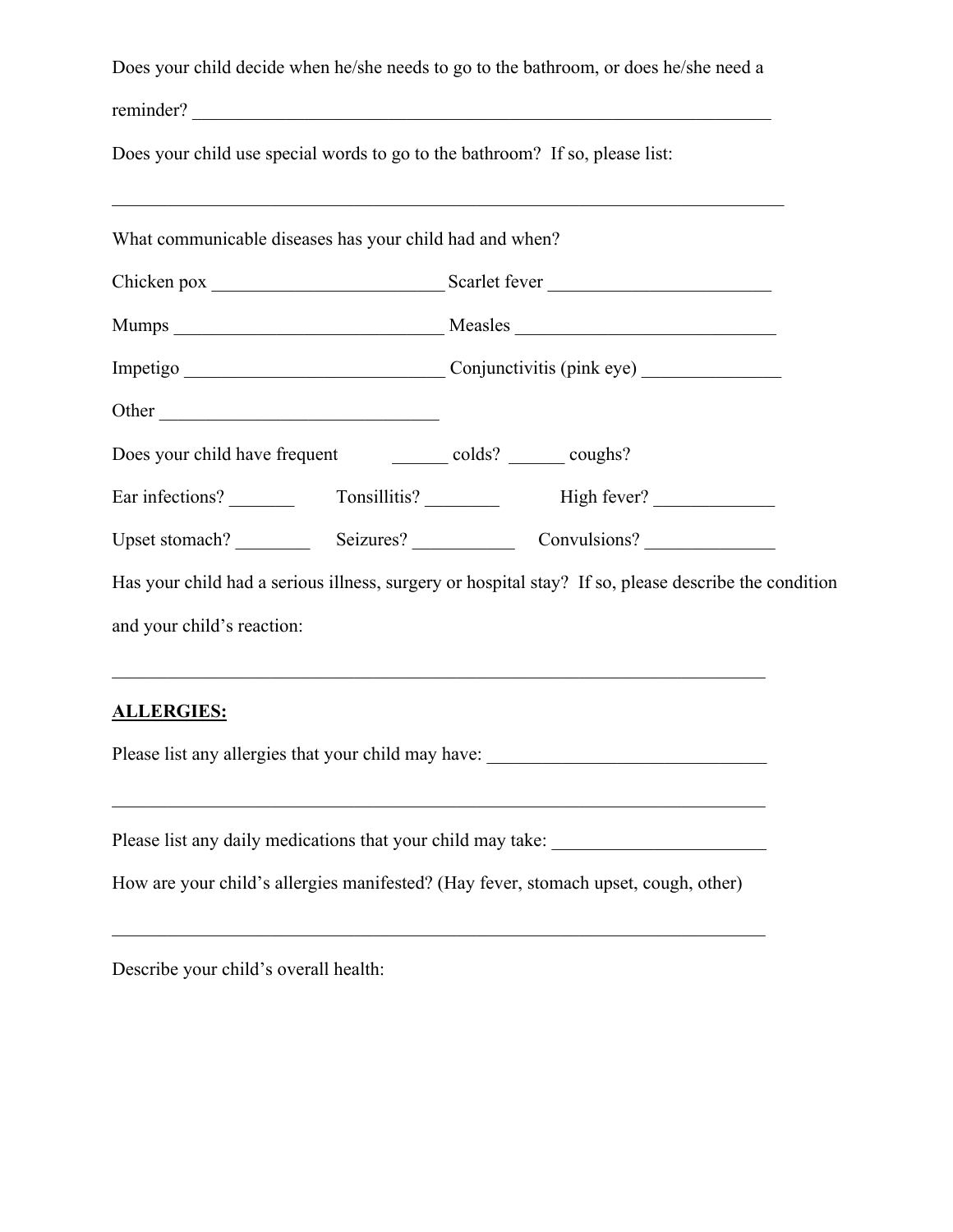Does your child decide when he/she needs to go to the bathroom, or does he/she need a reminder? ____________________________________________________________________

Does your child use special words to go to the bathroom? If so, please list:

______________________________________________________________________________

What communicable diseases has your child had and when?

Chicken pox _________________________ Scarlet fever ________________________

Mumps _____________________________ Measles ____________________________

Impetigo ___________________________ Conjunctivitis (pink eye) _______________

Other ______________________________

Does your child have frequent ______ colds? ______ coughs?

Ear infections? _______ Tonsillitis? ________ High fever? _____________

Upset stomach? ________ Seizures? ___________ Convulsions? ______________

Has your child had a serious illness, surgery or hospital stay? If so, please describe the condition and your child's reaction:

____________________________________________________________________________

**ALLERGIES:**

Please list any allergies that your child may have: ______________________________

____________________________________________________________________________

Please list any daily medications that your child may take: _______________________

How are your child's allergies manifested? (Hay fever, stomach upset, cough, other)

____________________________________________________________________________

Describe your child's overall health: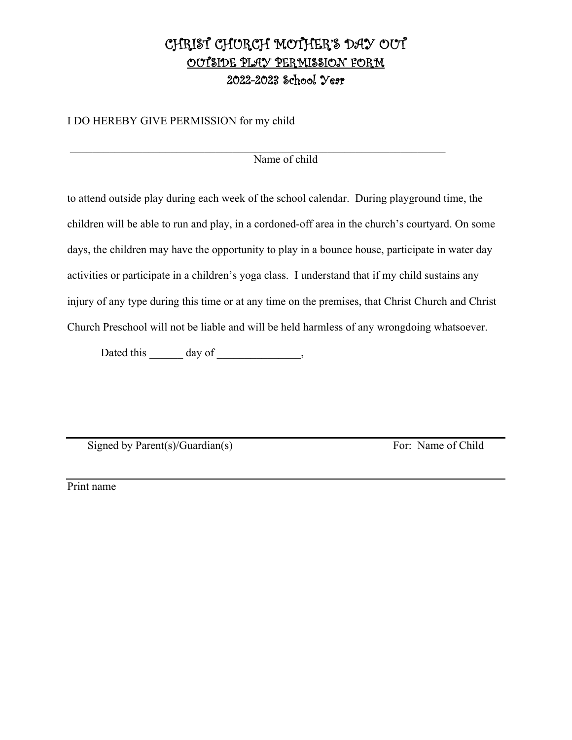# CHRIST CHURCH MOTHER'S DAY OUT

## OUTSIDE PLAY PERMISSION FORM

## 2022-2023 School Year

I DO HEREBY GIVE PERMISSION for my child

\_\_\_\_\_\_\_\_\_\_\_\_\_\_\_\_\_\_\_\_\_\_\_\_\_\_\_\_\_\_\_\_\_\_\_\_\_\_\_\_\_\_\_\_\_\_\_\_\_\_\_\_\_\_\_\_\_\_\_\_\_\_\_\_\_\_\_\_\_\_

Name of child

to attend outside play during each week of the school calendar. During playground time, the children will be able to run and play, in a cordoned-off area in the church's courtyard. On some days, the children may have the opportunity to play in a bounce house, participate in water day activities or participate in a children's yoga class. I understand that if my child sustains any injury of any type during this time or at any time on the premises, that Christ Church and Christ Church Preschool will not be liable and will be held harmless of any wrongdoing whatsoever.

Dated this \_\_\_\_\_\_ day of \_\_\_\_\_\_\_\_\_\_\_\_\_\_\_,

\_\_\_\_\_\_\_\_\_\_\_\_\_\_\_\_\_\_\_\_\_\_\_\_\_\_\_\_\_\_\_\_\_\_\_\_\_\_\_\_\_\_\_\_\_\_\_\_\_\_\_\_\_\_\_\_\_\_\_\_\_\_\_\_\_\_\_\_\_\_

Signed by Parent(s)/Guardian(s) For: Name of Child

\_\_\_\_\_\_\_\_\_\_\_\_\_\_\_\_\_\_\_\_\_\_\_\_\_\_\_\_\_\_\_\_\_\_\_\_\_\_\_\_\_\_\_\_\_\_\_\_\_\_\_\_\_\_\_\_\_\_\_\_\_\_\_\_\_\_\_\_\_\_

Print name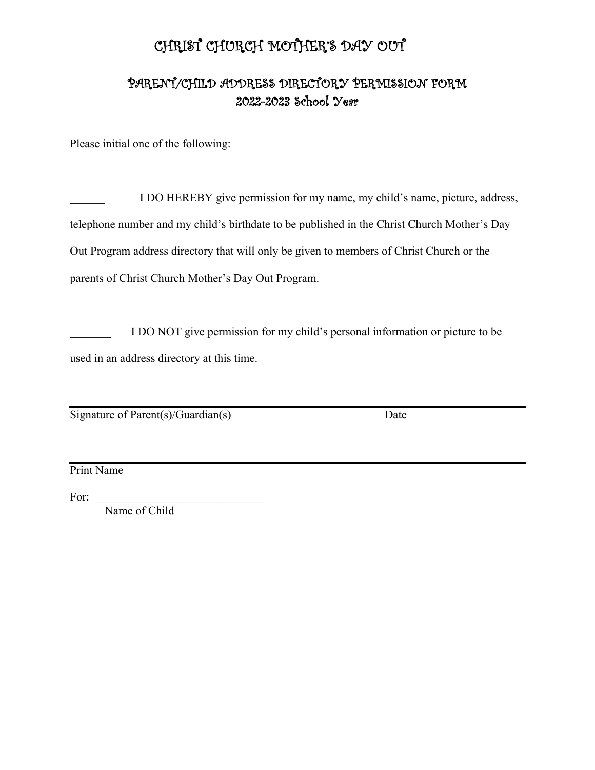# CHRIST CHURCH MOTHER'S DAY OUT

## PARENT/CHILD ADDRESS DIRECTORY PERMISSION FORM
## 2022-2023 School Year

Please initial one of the following:

______ I DO HEREBY give permission for my name, my child's name, picture, address, telephone number and my child's birthdate to be published in the Christ Church Mother's Day Out Program address directory that will only be given to members of Christ Church or the parents of Christ Church Mother's Day Out Program.

_______ I DO NOT give permission for my child's personal information or picture to be used in an address directory at this time.

______________________________________________________________

Signature of Parent(s)/Guardian(s) Date

______________________________________________________________

Print Name

For: _____________________________

Name of Child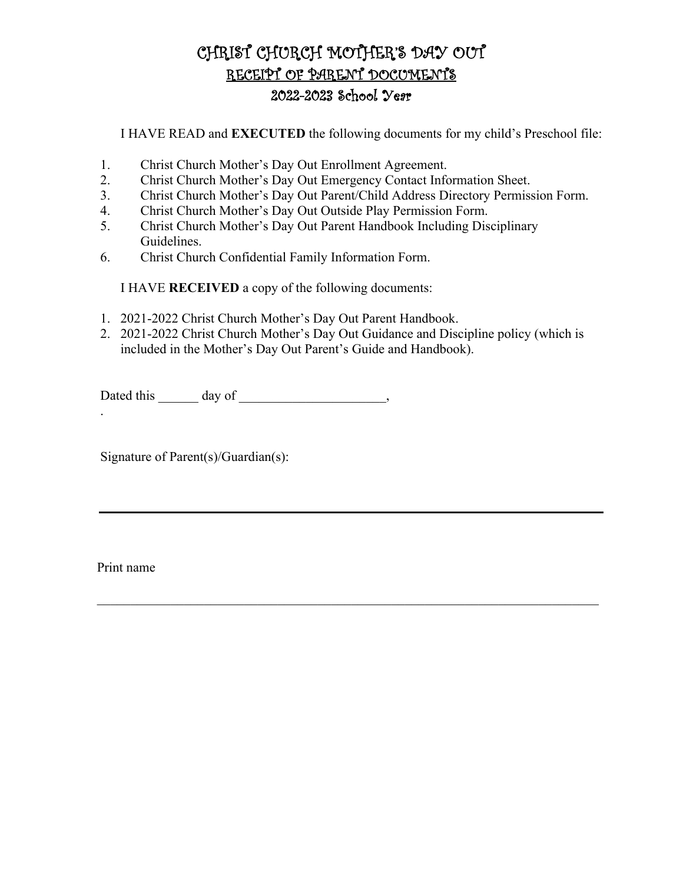# CHRIST CHURCH MOTHER'S DAY OUT

## RECEIPT OF PARENT DOCUMENTS

## 2022-2023 School Year

I HAVE READ and **EXECUTED** the following documents for my child's Preschool file:

1. Christ Church Mother's Day Out Enrollment Agreement.
2. Christ Church Mother's Day Out Emergency Contact Information Sheet.
3. Christ Church Mother's Day Out Parent/Child Address Directory Permission Form.
4. Christ Church Mother's Day Out Outside Play Permission Form.
5. Christ Church Mother's Day Out Parent Handbook Including Disciplinary Guidelines.
6. Christ Church Confidential Family Information Form.

I HAVE **RECEIVED** a copy of the following documents:

1. 2021-2022 Christ Church Mother's Day Out Parent Handbook.
2. 2021-2022 Christ Church Mother's Day Out Guidance and Discipline policy (which is included in the Mother's Day Out Parent's Guide and Handbook).

Dated this ______ day of _____________________,

.

Signature of Parent(s)/Guardian(s):

_______________________________________________________________________________

Print name

_______________________________________________________________________________